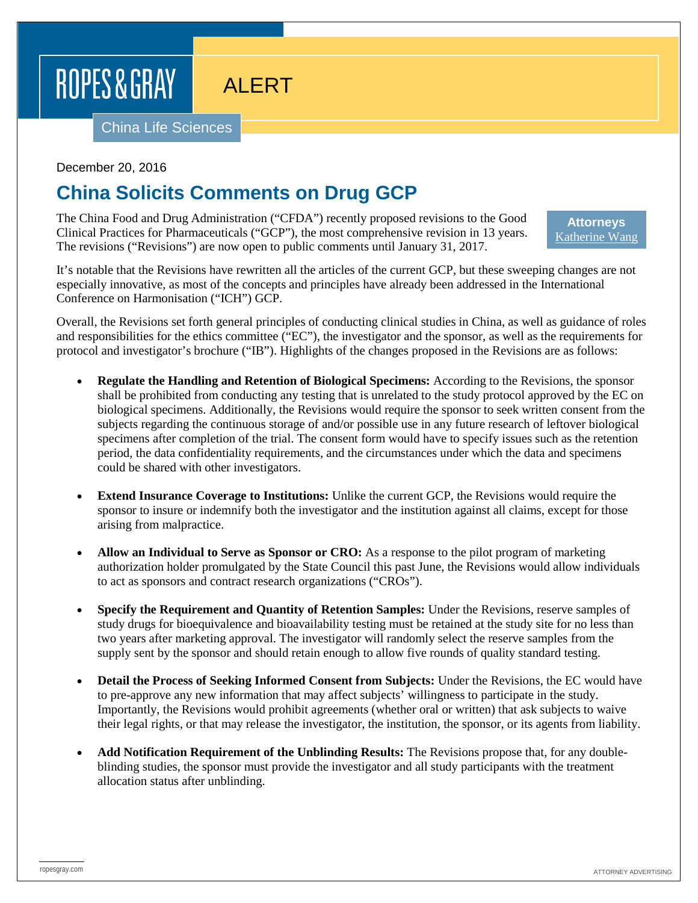ROPES & GRAY

ALERT

China Life Sciences

December 20, 2016

# China Solicits Comments on Drug GCP

**Attorneys**
Katherine Wang

The China Food and Drug Administration ("CFDA") recently proposed revisions to the Good Clinical Practices for Pharmaceuticals ("GCP"), the most comprehensive revision in 13 years. The revisions ("Revisions") are now open to public comments until January 31, 2017.

It's notable that the Revisions have rewritten all the articles of the current GCP, but these sweeping changes are not especially innovative, as most of the concepts and principles have already been addressed in the International Conference on Harmonisation ("ICH") GCP.

Overall, the Revisions set forth general principles of conducting clinical studies in China, as well as guidance of roles and responsibilities for the ethics committee ("EC"), the investigator and the sponsor, as well as the requirements for protocol and investigator's brochure ("IB"). Highlights of the changes proposed in the Revisions are as follows:

- **Regulate the Handling and Retention of Biological Specimens:** According to the Revisions, the sponsor shall be prohibited from conducting any testing that is unrelated to the study protocol approved by the EC on biological specimens. Additionally, the Revisions would require the sponsor to seek written consent from the subjects regarding the continuous storage of and/or possible use in any future research of leftover biological specimens after completion of the trial. The consent form would have to specify issues such as the retention period, the data confidentiality requirements, and the circumstances under which the data and specimens could be shared with other investigators.

- **Extend Insurance Coverage to Institutions:** Unlike the current GCP, the Revisions would require the sponsor to insure or indemnify both the investigator and the institution against all claims, except for those arising from malpractice.

- **Allow an Individual to Serve as Sponsor or CRO:** As a response to the pilot program of marketing authorization holder promulgated by the State Council this past June, the Revisions would allow individuals to act as sponsors and contract research organizations ("CROs").

- **Specify the Requirement and Quantity of Retention Samples:** Under the Revisions, reserve samples of study drugs for bioequivalence and bioavailability testing must be retained at the study site for no less than two years after marketing approval. The investigator will randomly select the reserve samples from the supply sent by the sponsor and should retain enough to allow five rounds of quality standard testing.

- **Detail the Process of Seeking Informed Consent from Subjects:** Under the Revisions, the EC would have to pre-approve any new information that may affect subjects' willingness to participate in the study. Importantly, the Revisions would prohibit agreements (whether oral or written) that ask subjects to waive their legal rights, or that may release the investigator, the institution, the sponsor, or its agents from liability.

- **Add Notification Requirement of the Unblinding Results:** The Revisions propose that, for any double-blinding studies, the sponsor must provide the investigator and all study participants with the treatment allocation status after unblinding.

ATTORNEY ADVERTISING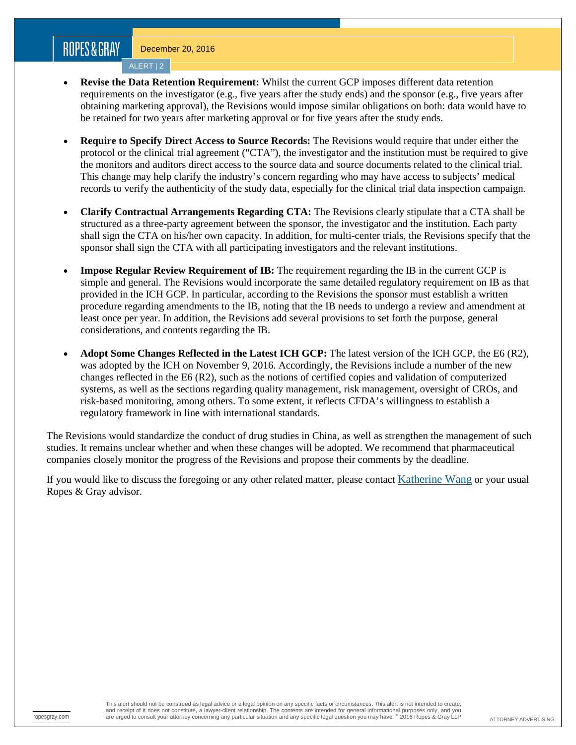- **Revise the Data Retention Requirement:** Whilst the current GCP imposes different data retention requirements on the investigator (e.g., five years after the study ends) and the sponsor (e.g., five years after obtaining marketing approval), the Revisions would impose similar obligations on both: data would have to be retained for two years after marketing approval or for five years after the study ends.

- **Require to Specify Direct Access to Source Records:** The Revisions would require that under either the protocol or the clinical trial agreement ("CTA"), the investigator and the institution must be required to give the monitors and auditors direct access to the source data and source documents related to the clinical trial. This change may help clarify the industry's concern regarding who may have access to subjects' medical records to verify the authenticity of the study data, especially for the clinical trial data inspection campaign.

- **Clarify Contractual Arrangements Regarding CTA:** The Revisions clearly stipulate that a CTA shall be structured as a three-party agreement between the sponsor, the investigator and the institution. Each party shall sign the CTA on his/her own capacity. In addition, for multi-center trials, the Revisions specify that the sponsor shall sign the CTA with all participating investigators and the relevant institutions.

- **Impose Regular Review Requirement of IB:** The requirement regarding the IB in the current GCP is simple and general. The Revisions would incorporate the same detailed regulatory requirement on IB as that provided in the ICH GCP. In particular, according to the Revisions the sponsor must establish a written procedure regarding amendments to the IB, noting that the IB needs to undergo a review and amendment at least once per year. In addition, the Revisions add several provisions to set forth the purpose, general considerations, and contents regarding the IB.

- **Adopt Some Changes Reflected in the Latest ICH GCP:** The latest version of the ICH GCP, the E6 (R2), was adopted by the ICH on November 9, 2016. Accordingly, the Revisions include a number of the new changes reflected in the E6 (R2), such as the notions of certified copies and validation of computerized systems, as well as the sections regarding quality management, risk management, oversight of CROs, and risk-based monitoring, among others. To some extent, it reflects CFDA's willingness to establish a regulatory framework in line with international standards.

The Revisions would standardize the conduct of drug studies in China, as well as strengthen the management of such studies. It remains unclear whether and when these changes will be adopted. We recommend that pharmaceutical companies closely monitor the progress of the Revisions and propose their comments by the deadline.

If you would like to discuss the foregoing or any other related matter, please contact Katherine Wang or your usual Ropes & Gray advisor.

This alert should not be construed as legal advice or a legal opinion on any specific facts or circumstances. This alert is not intended to create, and receipt of it does not constitute, a lawyer-client relationship. The contents are intended for general informational purposes only, and you are urged to consult your attorney concerning any particular situation and any specific legal question you may have. © 2016 Ropes & Gray LLP

ATTORNEY ADVERTISING